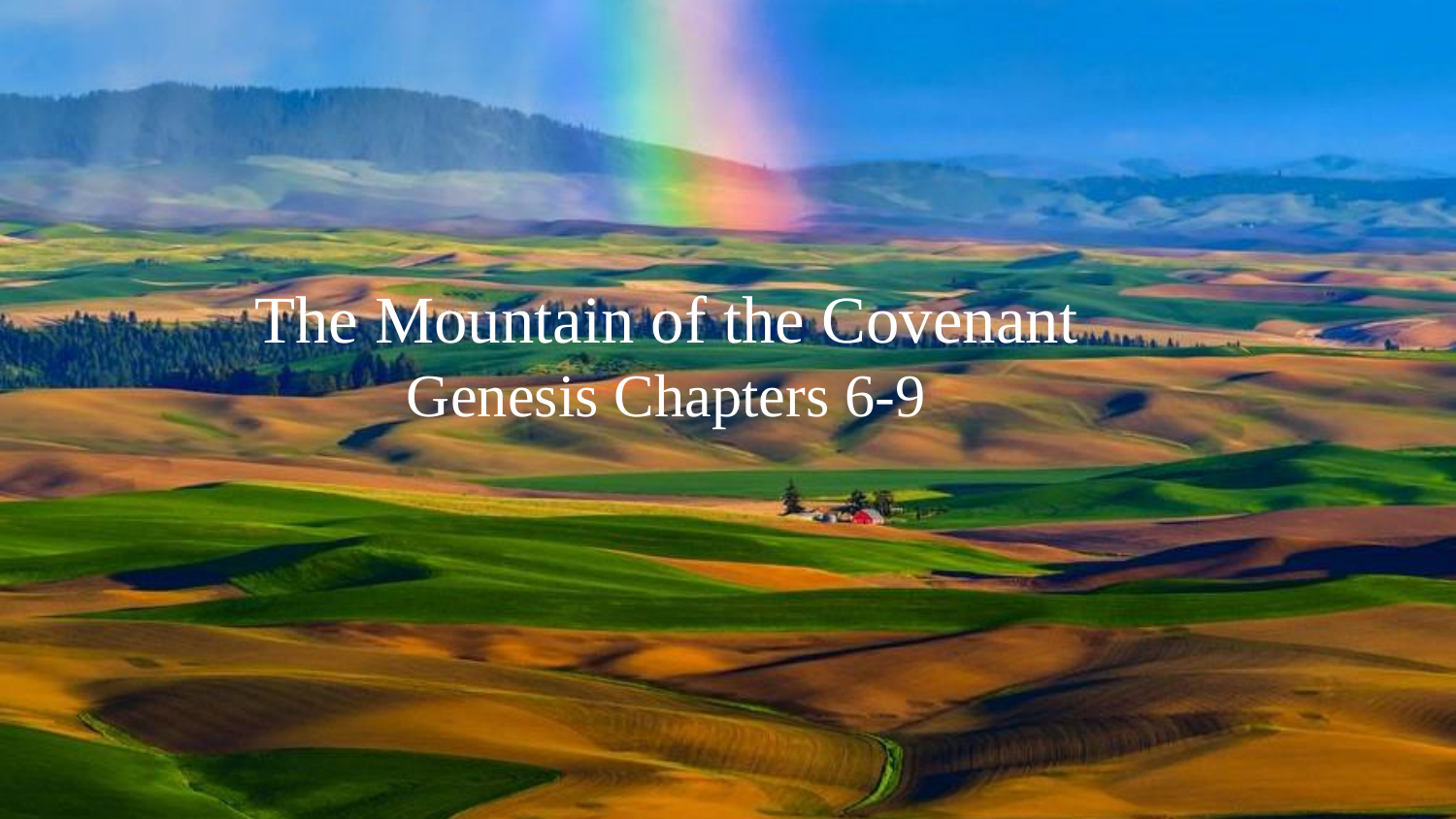# The Mountain of the Covenant

## Genesis Chapters 6-9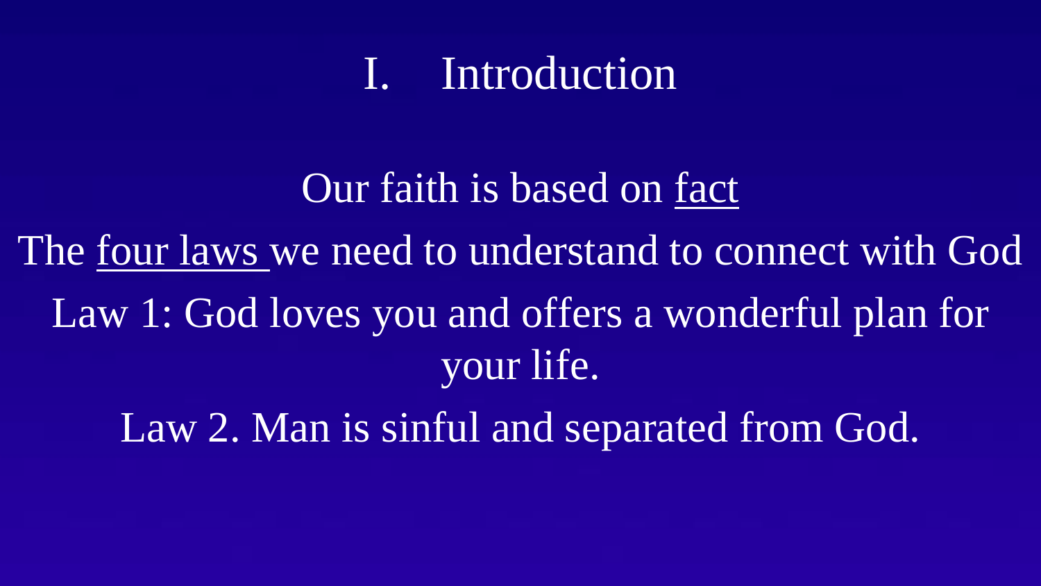# I. Introduction

Our faith is based on <u>fact</u>

The <u>four laws</u> we need to understand to connect with God

Law 1: God loves you and offers a wonderful plan for your life.

Law 2. Man is sinful and separated from God.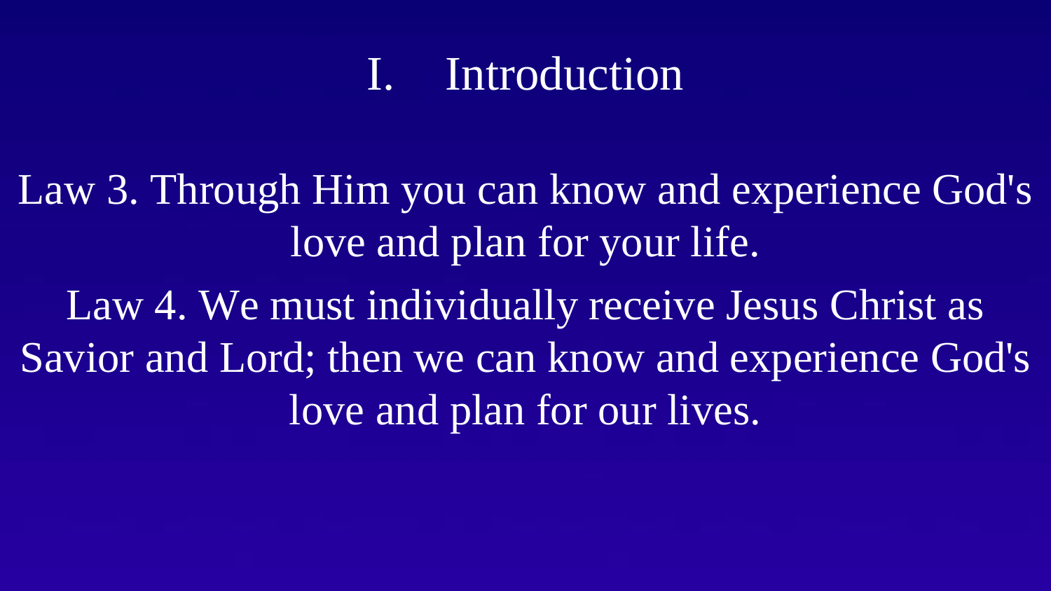# I. Introduction

Law 3. Through Him you can know and experience God's love and plan for your life.

Law 4. We must individually receive Jesus Christ as Savior and Lord; then we can know and experience God's love and plan for our lives.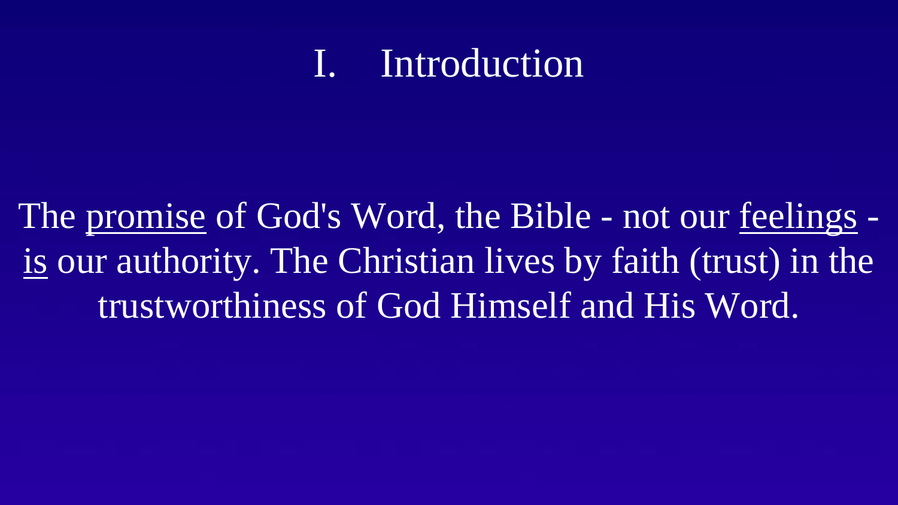# I. Introduction

The <u>promise</u> of God's Word, the Bible - not our <u>feelings</u> - <u>is</u> our authority. The Christian lives by faith (trust) in the trustworthiness of God Himself and His Word.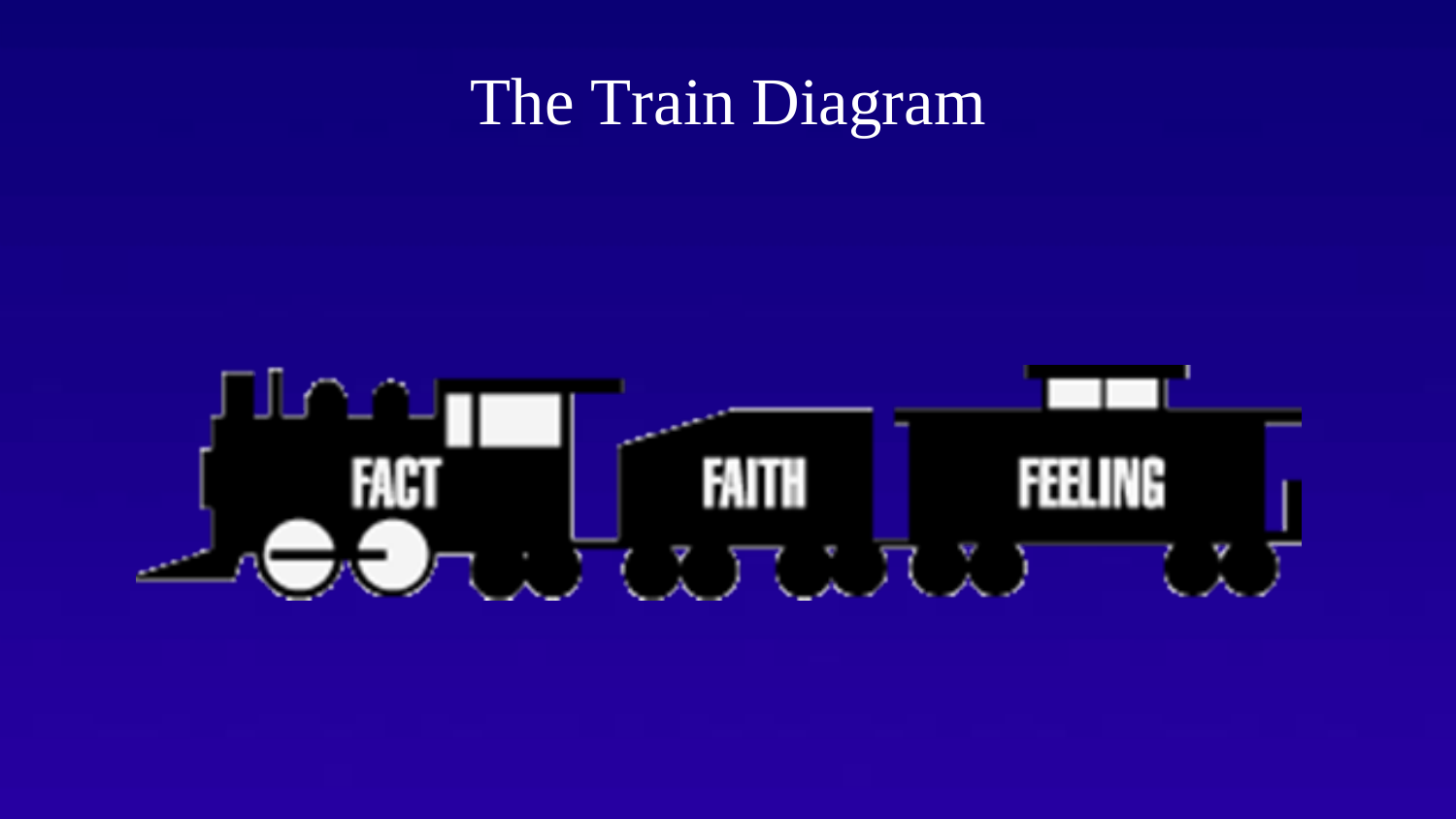# The Train Diagram

FACT

FAITH

FEELING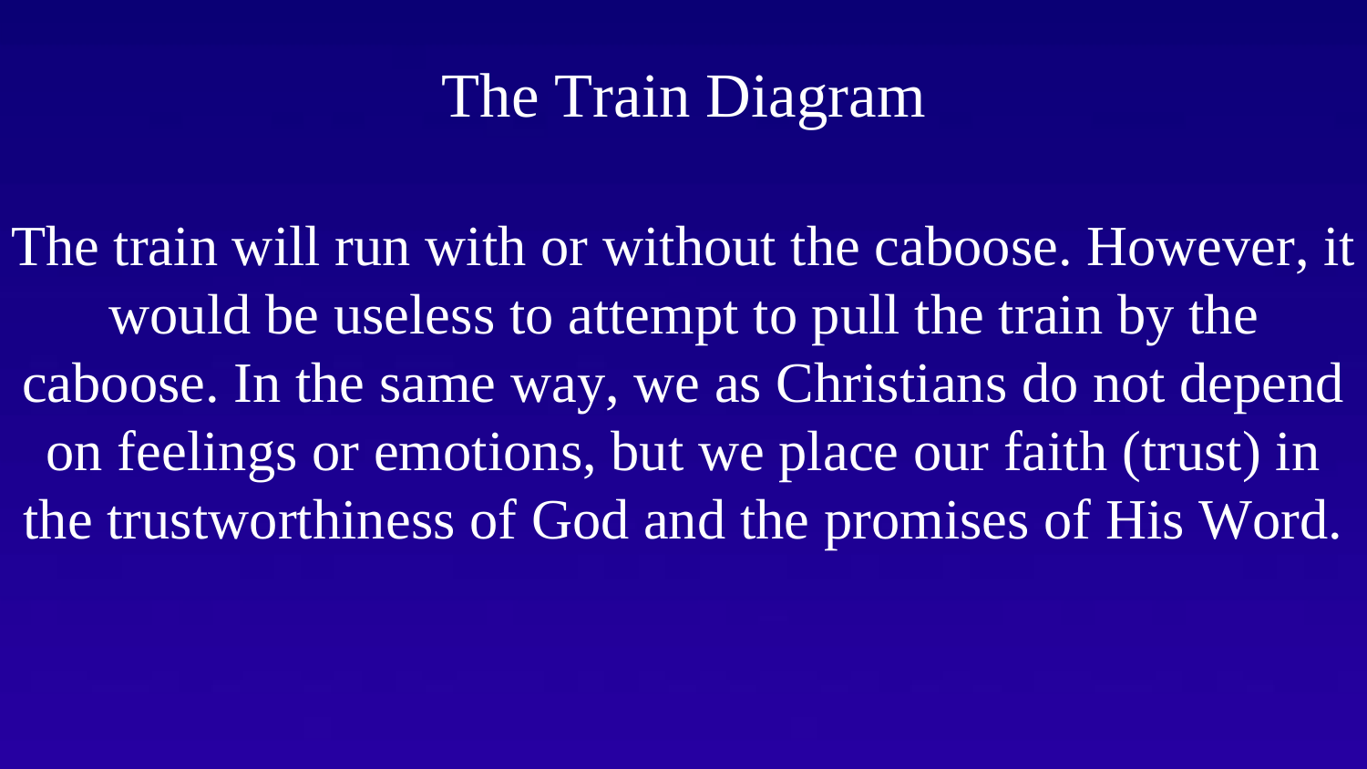# The Train Diagram

The train will run with or without the caboose. However, it would be useless to attempt to pull the train by the caboose. In the same way, we as Christians do not depend on feelings or emotions, but we place our faith (trust) in the trustworthiness of God and the promises of His Word.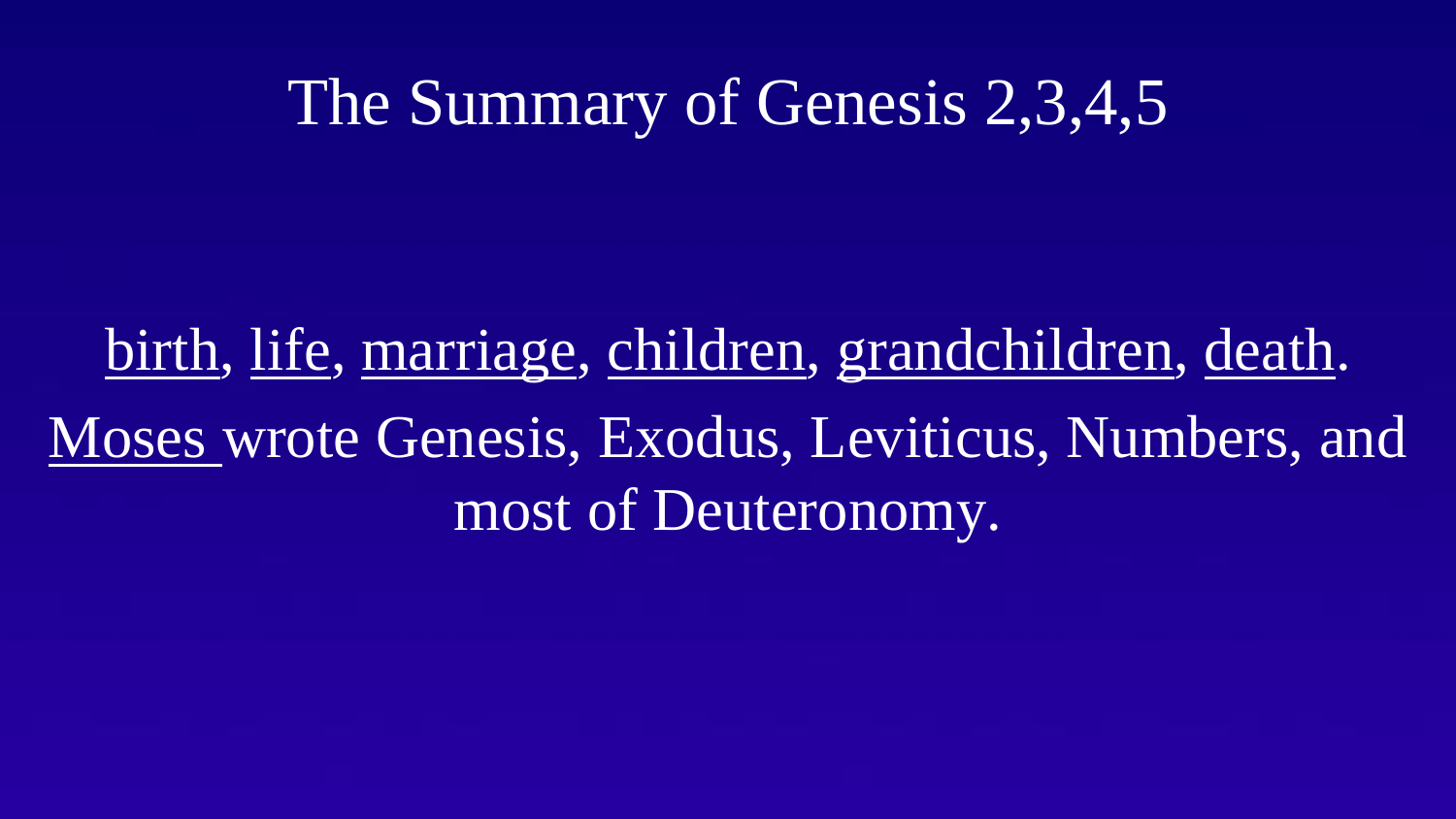# The Summary of Genesis 2,3,4,5

birth, life, marriage, children, grandchildren, death.

Moses wrote Genesis, Exodus, Leviticus, Numbers, and most of Deuteronomy.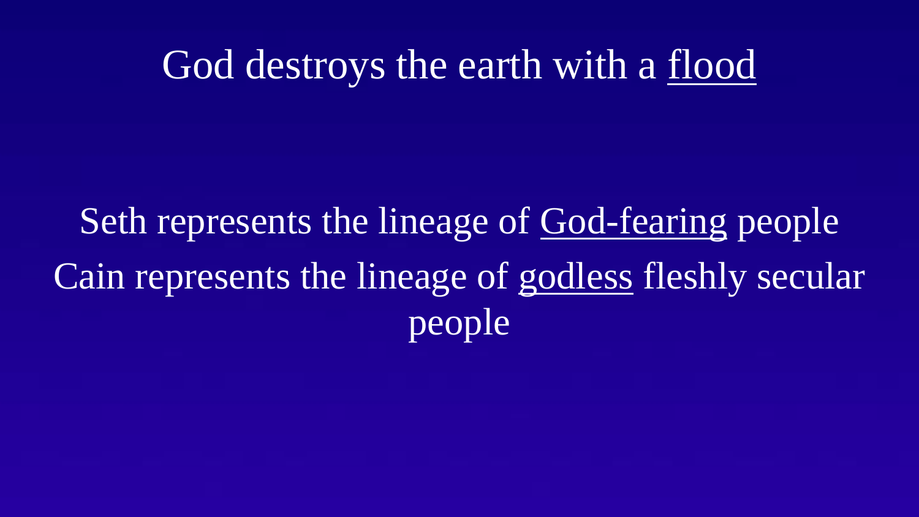# God destroys the earth with a <u>flood</u>

Seth represents the lineage of <u>God-fearing</u> people

Cain represents the lineage of <u>godless</u> fleshly secular people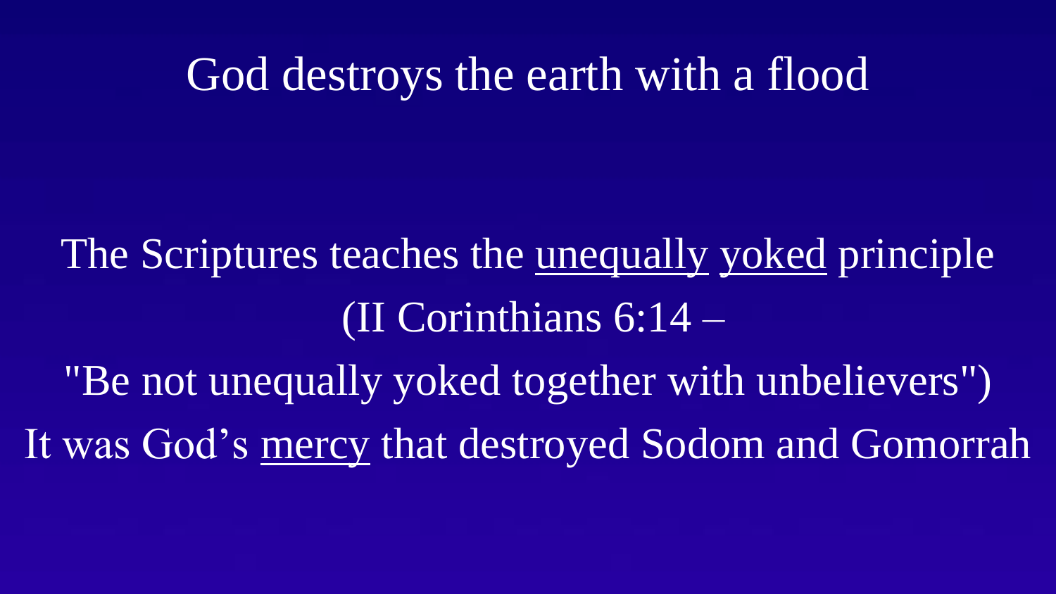# God destroys the earth with a flood

The Scriptures teaches the <u>unequally</u> <u>yoked</u> principle (II Corinthians 6:14 – "Be not unequally yoked together with unbelievers")

It was God's <u>mercy</u> that destroyed Sodom and Gomorrah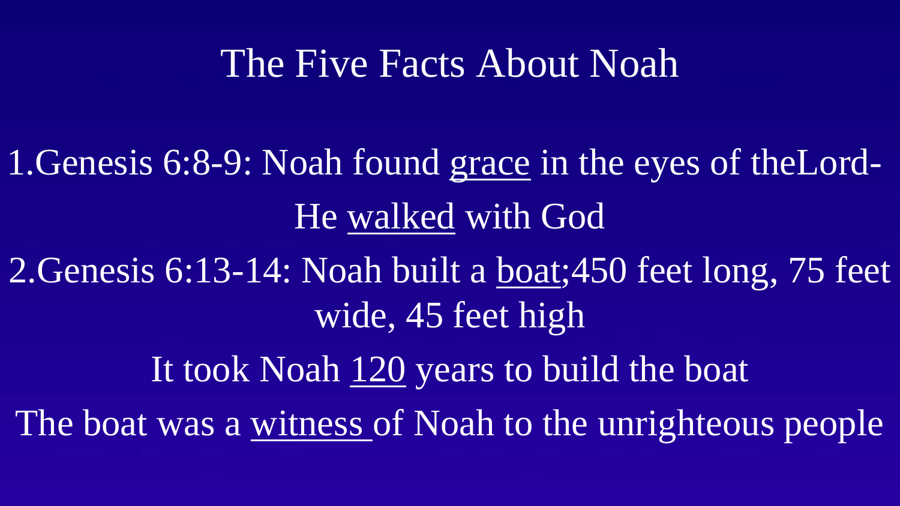# The Five Facts About Noah

1. Genesis 6:8-9: Noah found grace in the eyes of theLord-

He walked with God

2. Genesis 6:13-14: Noah built a boat;450 feet long, 75 feet wide, 45 feet high

It took Noah 120 years to build the boat

The boat was a witness of Noah to the unrighteous people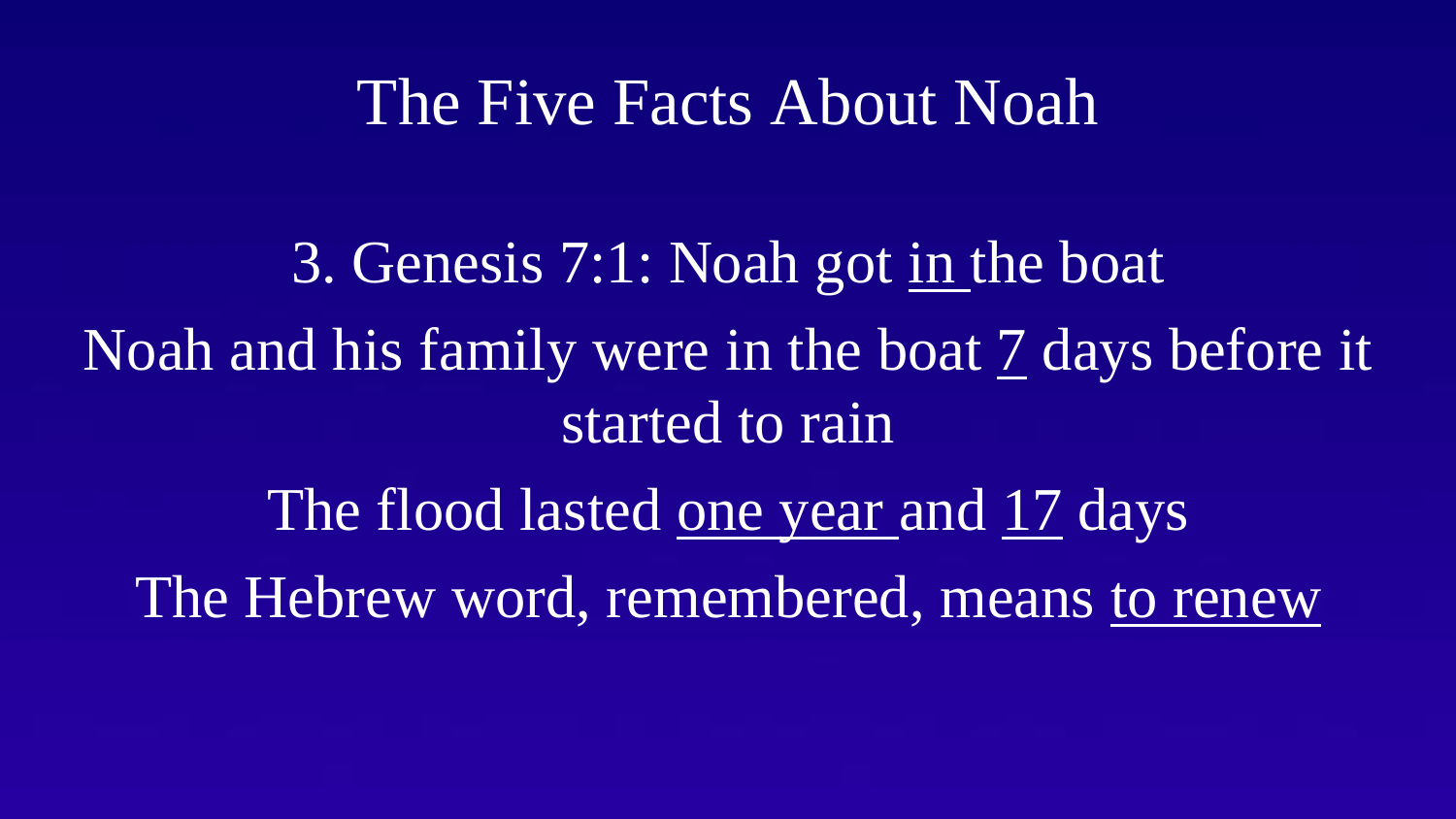# The Five Facts About Noah

3. Genesis 7:1: Noah got <u>in</u> the boat

Noah and his family were in the boat <u>7</u> days before it started to rain

The flood lasted <u>one year</u> and <u>17</u> days

The Hebrew word, remembered, means <u>to renew</u>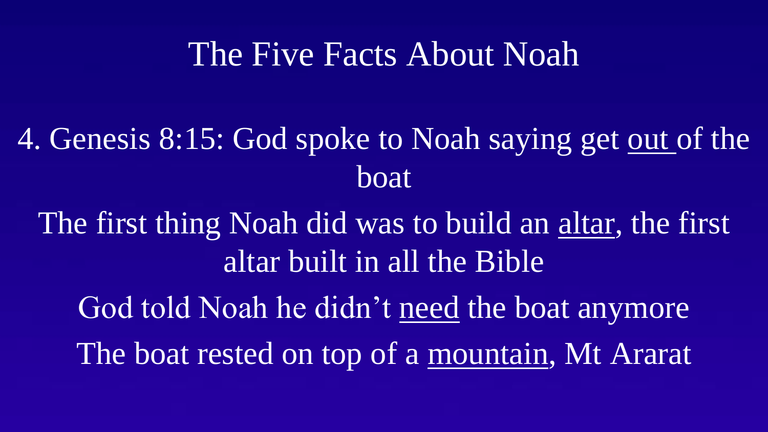# The Five Facts About Noah

4. Genesis 8:15: God spoke to Noah saying get out of the boat

The first thing Noah did was to build an altar, the first altar built in all the Bible

God told Noah he didn't need the boat anymore

The boat rested on top of a mountain, Mt Ararat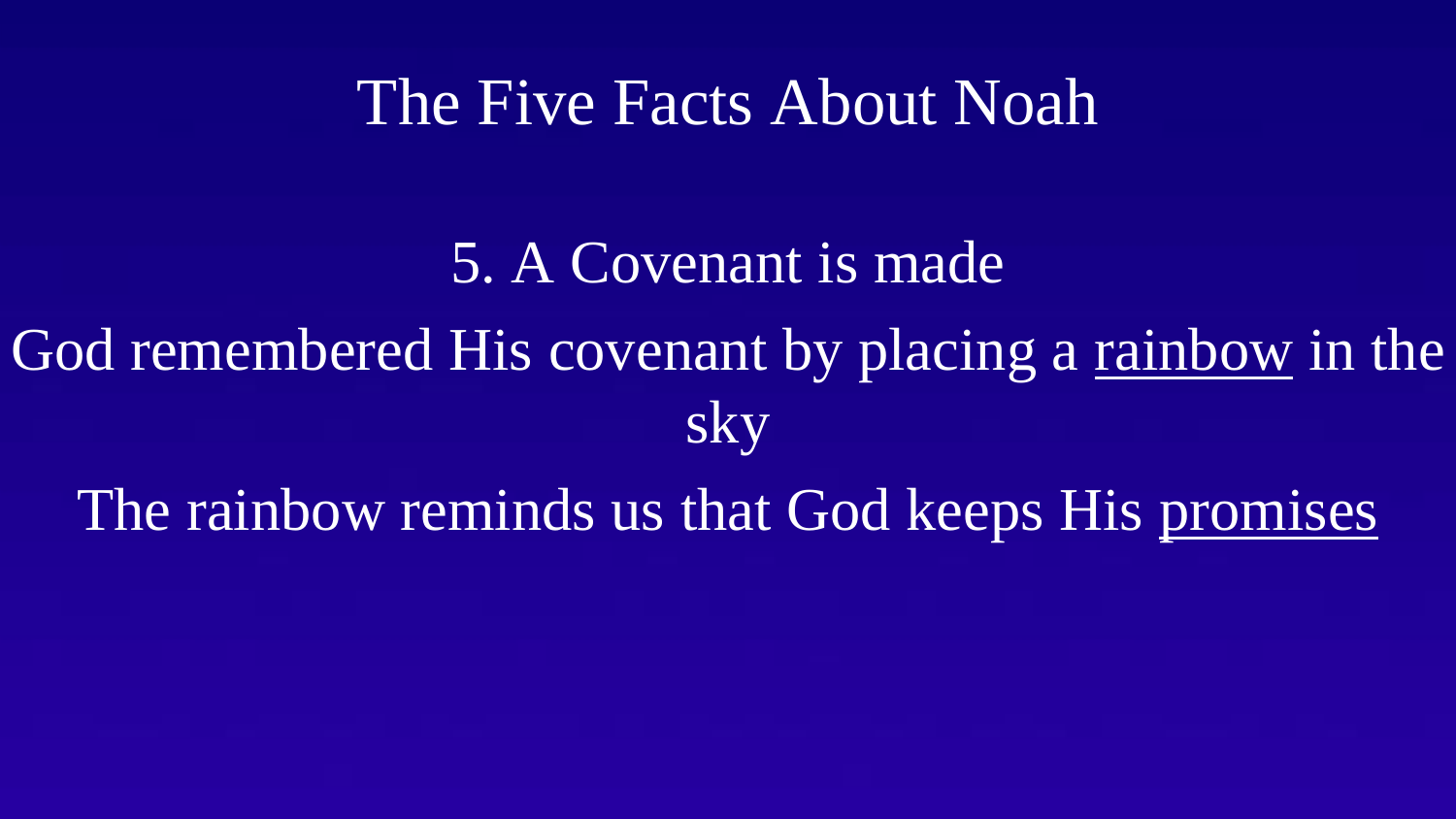# The Five Facts About Noah

5. A Covenant is made

God remembered His covenant by placing a rainbow in the sky

The rainbow reminds us that God keeps His promises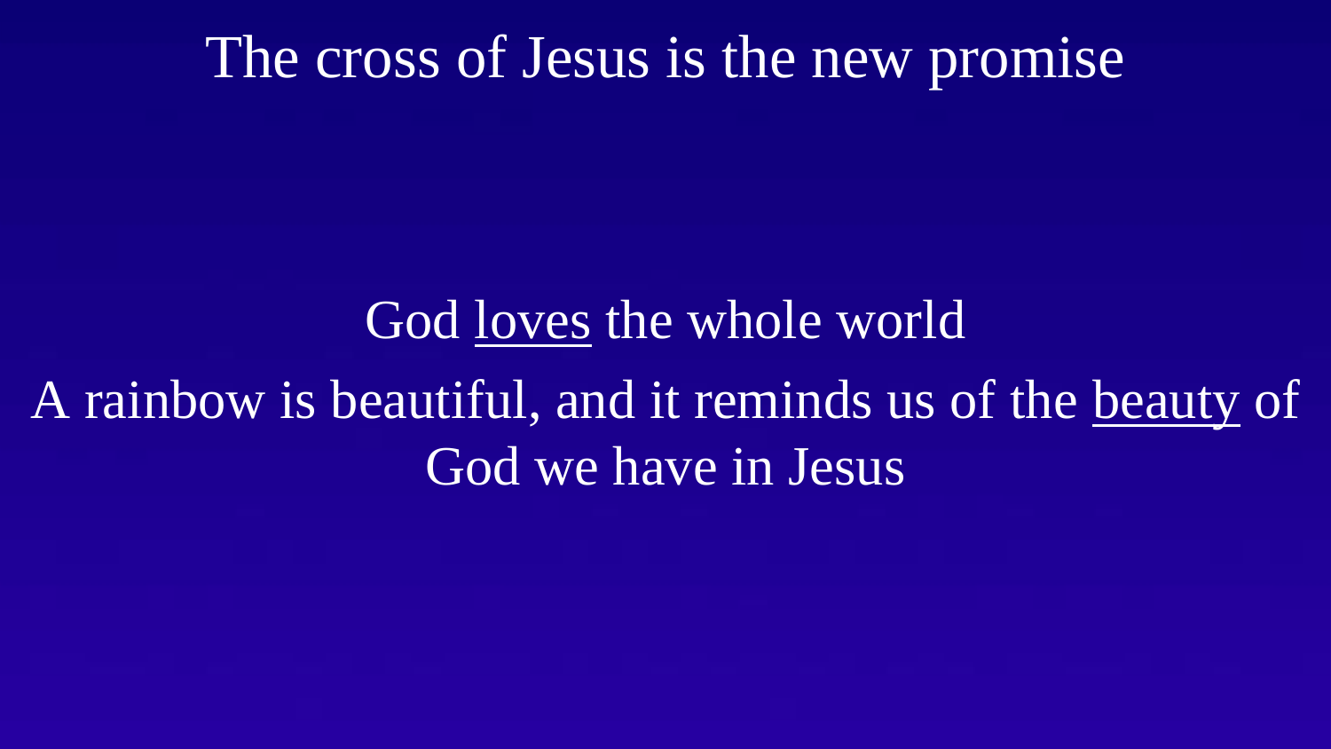# The cross of Jesus is the new promise

God <u>loves</u> the whole world

A rainbow is beautiful, and it reminds us of the <u>beauty</u> of God we have in Jesus